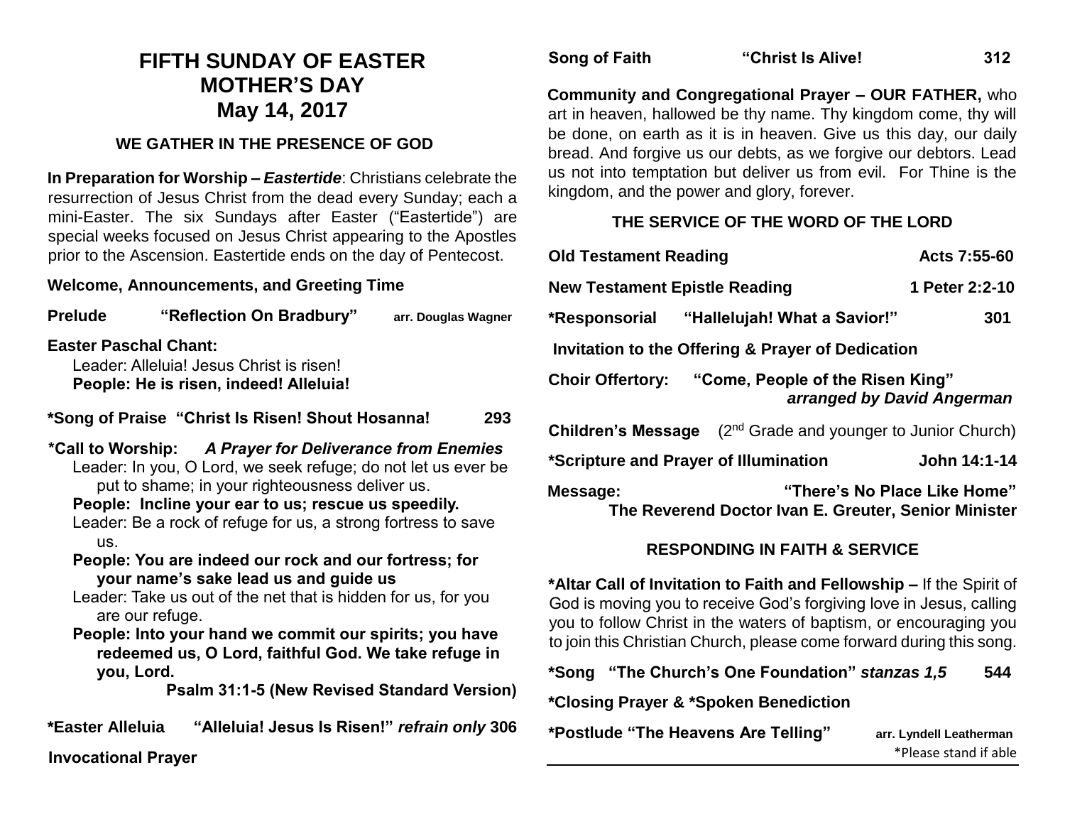# FIFTH SUNDAY OF EASTER
# MOTHER'S DAY
# May 14, 2017

## WE GATHER IN THE PRESENCE OF GOD

**In Preparation for Worship – *Eastertide***: Christians celebrate the resurrection of Jesus Christ from the dead every Sunday; each a mini-Easter. The six Sundays after Easter ("Eastertide") are special weeks focused on Jesus Christ appearing to the Apostles prior to the Ascension. Eastertide ends on the day of Pentecost.

**Welcome, Announcements, and Greeting Time**

**Prelude** **"Reflection On Bradbury"** **arr. Douglas Wagner**

**Easter Paschal Chant:**

Leader: Alleluia! Jesus Christ is risen!
**People: He is risen, indeed! Alleluia!**

**\*Song of Praise "Christ Is Risen! Shout Hosanna! 293**

**\*Call to Worship:** ***A Prayer for Deliverance from Enemies***

Leader: In you, O Lord, we seek refuge; do not let us ever be put to shame; in your righteousness deliver us.
**People: Incline your ear to us; rescue us speedily.**
Leader: Be a rock of refuge for us, a strong fortress to save us.
**People: You are indeed our rock and our fortress; for your name's sake lead us and guide us**
Leader: Take us out of the net that is hidden for us, for you are our refuge.
**People: Into your hand we commit our spirits; you have redeemed us, O Lord, faithful God. We take refuge in you, Lord.**

**Psalm 31:1-5 (New Revised Standard Version)**

**\*Easter Alleluia "Alleluia! Jesus Is Risen!"** ***refrain only*** **306**

**Invocational Prayer**

**Song of Faith "Christ Is Alive! 312**

**Community and Congregational Prayer – OUR FATHER,** who art in heaven, hallowed be thy name. Thy kingdom come, thy will be done, on earth as it is in heaven. Give us this day, our daily bread. And forgive us our debts, as we forgive our debtors. Lead us not into temptation but deliver us from evil. For Thine is the kingdom, and the power and glory, forever.

## THE SERVICE OF THE WORD OF THE LORD

**Old Testament Reading** **Acts 7:55-60**

**New Testament Epistle Reading** **1 Peter 2:2-10**

**\*Responsorial "Hallelujah! What a Savior!" 301**

**Invitation to the Offering & Prayer of Dedication**

**Choir Offertory: "Come, People of the Risen King"** ***arranged by David Angerman***

**Children's Message** (2nd Grade and younger to Junior Church)

**\*Scripture and Prayer of Illumination** **John 14:1-14**

**Message:** **"There's No Place Like Home"**
**The Reverend Doctor Ivan E. Greuter, Senior Minister**

## RESPONDING IN FAITH & SERVICE

**\*Altar Call of Invitation to Faith and Fellowship –** If the Spirit of God is moving you to receive God's forgiving love in Jesus, calling you to follow Christ in the waters of baptism, or encouraging you to join this Christian Church, please come forward during this song.

**\*Song "The Church's One Foundation"** ***stanzas 1,5*** **544**

**\*Closing Prayer & \*Spoken Benediction**

**\*Postlude "The Heavens Are Telling"** **arr. Lyndell Leatherman**

\*Please stand if able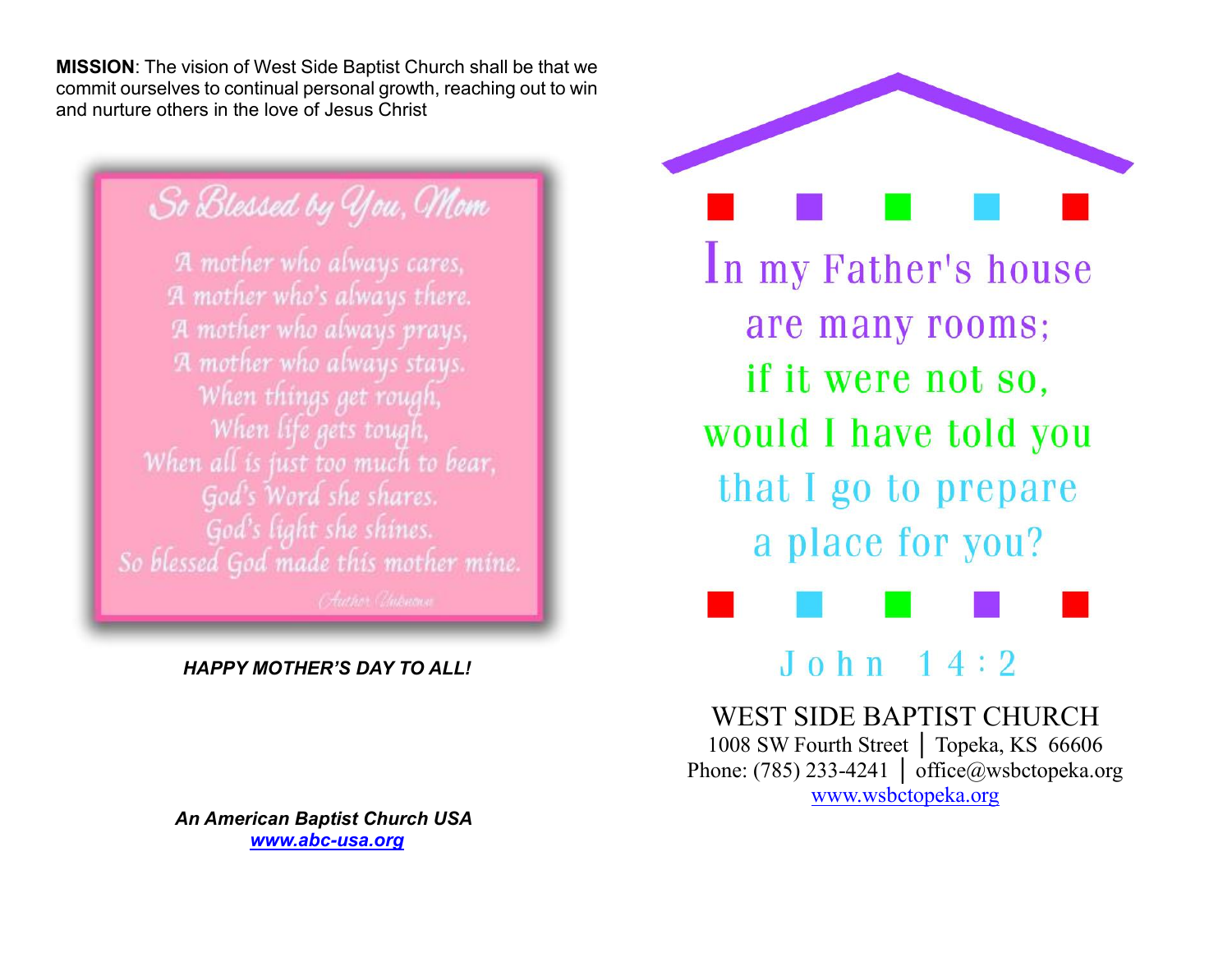**MISSION**: The vision of West Side Baptist Church shall be that we commit ourselves to continual personal growth, reaching out to win and nurture others in the love of Jesus Christ

So Blessed by You, Mom

A mother who always cares,
A mother who's always there.
A mother who always prays,
A mother who always stays.
When things get rough,
When life gets tough,
When all is just too much to bear,
God's Word she shares.
God's light she shines.
So blessed God made this mother mine.

Author Unknown

***HAPPY MOTHER'S DAY TO ALL!***

***An American Baptist Church USA***
***[www.abc-usa.org](http://www.abc-usa.org)***

In my Father's house
are many rooms;
if it were not so,
would I have told you
that I go to prepare
a place for you?

John 14:2

WEST SIDE BAPTIST CHURCH
1008 SW Fourth Street │ Topeka, KS 66606
Phone: (785) 233-4241 │ office@wsbctopeka.org
[www.wsbctopeka.org](http://www.wsbctopeka.org)